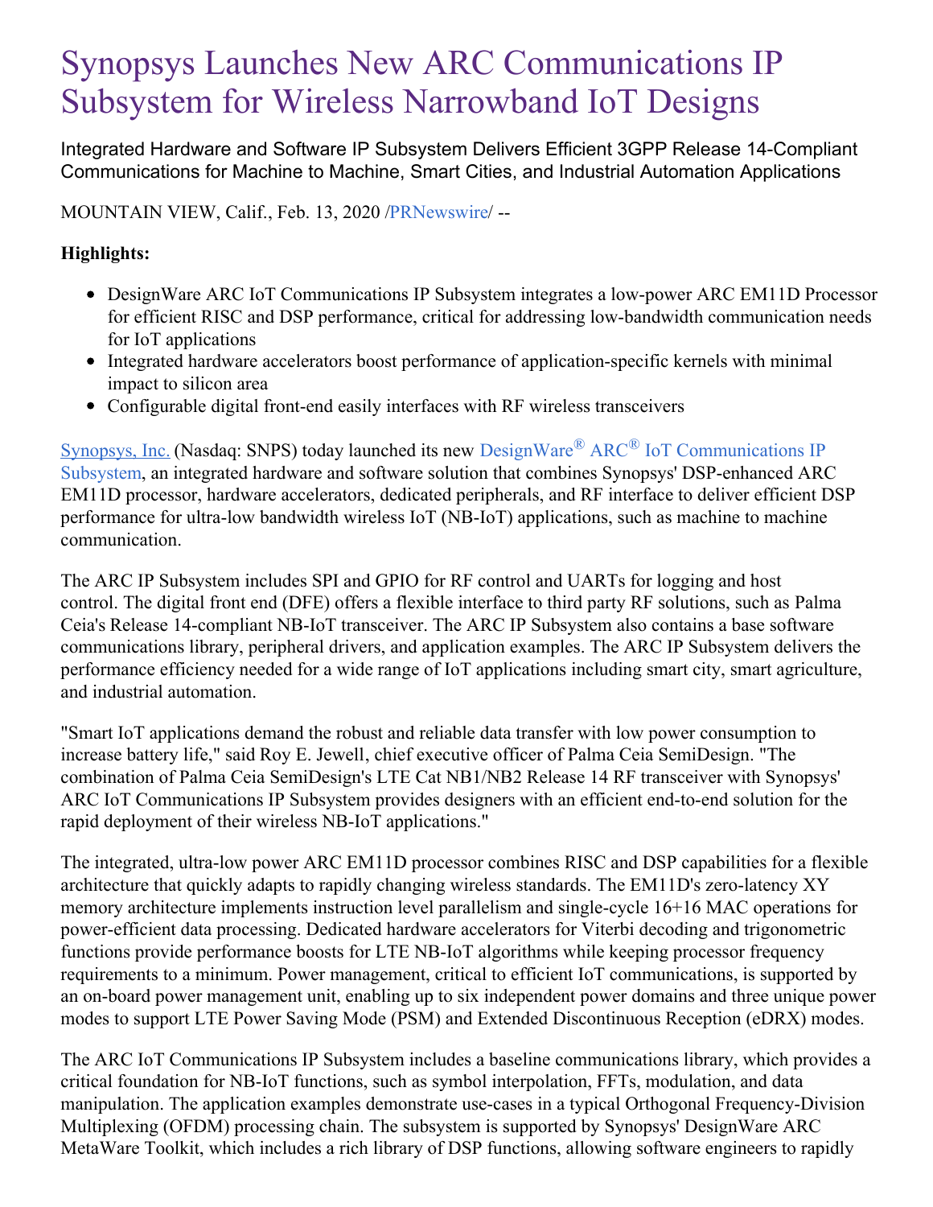# Synopsys Launches New ARC Communications IP Subsystem for Wireless Narrowband IoT Designs

Integrated Hardware and Software IP Subsystem Delivers Efficient 3GPP Release 14-Compliant Communications for Machine to Machine, Smart Cities, and Industrial Automation Applications

MOUNTAIN VIEW, Calif., Feb. 13, 2020 /PRNewswire/ --

**Highlights:**

- DesignWare ARC IoT Communications IP Subsystem integrates a low-power ARC EM11D Processor for efficient RISC and DSP performance, critical for addressing low-bandwidth communication needs for IoT applications
- Integrated hardware accelerators boost performance of application-specific kernels with minimal impact to silicon area
- Configurable digital front-end easily interfaces with RF wireless transceivers

Synopsys, Inc. (Nasdaq: SNPS) today launched its new DesignWare® ARC® IoT Communications IP Subsystem, an integrated hardware and software solution that combines Synopsys' DSP-enhanced ARC EM11D processor, hardware accelerators, dedicated peripherals, and RF interface to deliver efficient DSP performance for ultra-low bandwidth wireless IoT (NB-IoT) applications, such as machine to machine communication.

The ARC IP Subsystem includes SPI and GPIO for RF control and UARTs for logging and host control. The digital front end (DFE) offers a flexible interface to third party RF solutions, such as Palma Ceia's Release 14-compliant NB-IoT transceiver. The ARC IP Subsystem also contains a base software communications library, peripheral drivers, and application examples. The ARC IP Subsystem delivers the performance efficiency needed for a wide range of IoT applications including smart city, smart agriculture, and industrial automation.

"Smart IoT applications demand the robust and reliable data transfer with low power consumption to increase battery life," said Roy E. Jewell, chief executive officer of Palma Ceia SemiDesign. "The combination of Palma Ceia SemiDesign's LTE Cat NB1/NB2 Release 14 RF transceiver with Synopsys' ARC IoT Communications IP Subsystem provides designers with an efficient end-to-end solution for the rapid deployment of their wireless NB-IoT applications."

The integrated, ultra-low power ARC EM11D processor combines RISC and DSP capabilities for a flexible architecture that quickly adapts to rapidly changing wireless standards. The EM11D's zero-latency XY memory architecture implements instruction level parallelism and single-cycle 16+16 MAC operations for power-efficient data processing. Dedicated hardware accelerators for Viterbi decoding and trigonometric functions provide performance boosts for LTE NB-IoT algorithms while keeping processor frequency requirements to a minimum. Power management, critical to efficient IoT communications, is supported by an on-board power management unit, enabling up to six independent power domains and three unique power modes to support LTE Power Saving Mode (PSM) and Extended Discontinuous Reception (eDRX) modes.

The ARC IoT Communications IP Subsystem includes a baseline communications library, which provides a critical foundation for NB-IoT functions, such as symbol interpolation, FFTs, modulation, and data manipulation. The application examples demonstrate use-cases in a typical Orthogonal Frequency-Division Multiplexing (OFDM) processing chain. The subsystem is supported by Synopsys' DesignWare ARC MetaWare Toolkit, which includes a rich library of DSP functions, allowing software engineers to rapidly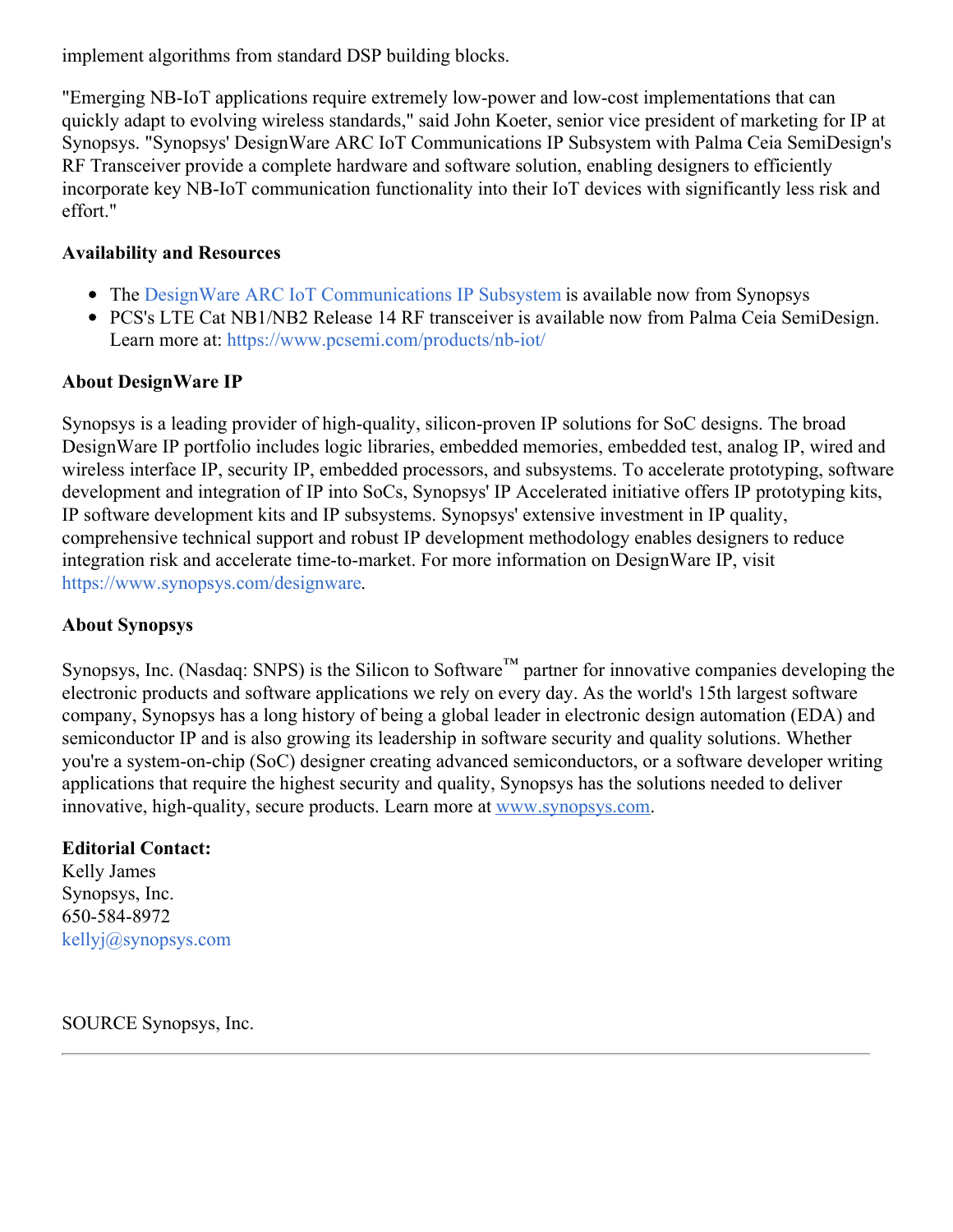implement algorithms from standard DSP building blocks.

"Emerging NB-IoT applications require extremely low-power and low-cost implementations that can quickly adapt to evolving wireless standards," said John Koeter, senior vice president of marketing for IP at Synopsys. "Synopsys' DesignWare ARC IoT Communications IP Subsystem with Palma Ceia SemiDesign's RF Transceiver provide a complete hardware and software solution, enabling designers to efficiently incorporate key NB-IoT communication functionality into their IoT devices with significantly less risk and effort."

**Availability and Resources**

- The DesignWare ARC IoT Communications IP Subsystem is available now from Synopsys
- PCS's LTE Cat NB1/NB2 Release 14 RF transceiver is available now from Palma Ceia SemiDesign. Learn more at: https://www.pcsemi.com/products/nb-iot/

**About DesignWare IP**

Synopsys is a leading provider of high-quality, silicon-proven IP solutions for SoC designs. The broad DesignWare IP portfolio includes logic libraries, embedded memories, embedded test, analog IP, wired and wireless interface IP, security IP, embedded processors, and subsystems. To accelerate prototyping, software development and integration of IP into SoCs, Synopsys' IP Accelerated initiative offers IP prototyping kits, IP software development kits and IP subsystems. Synopsys' extensive investment in IP quality, comprehensive technical support and robust IP development methodology enables designers to reduce integration risk and accelerate time-to-market. For more information on DesignWare IP, visit https://www.synopsys.com/designware.

**About Synopsys**

Synopsys, Inc. (Nasdaq: SNPS) is the Silicon to Software™ partner for innovative companies developing the electronic products and software applications we rely on every day. As the world's 15th largest software company, Synopsys has a long history of being a global leader in electronic design automation (EDA) and semiconductor IP and is also growing its leadership in software security and quality solutions. Whether you're a system-on-chip (SoC) designer creating advanced semiconductors, or a software developer writing applications that require the highest security and quality, Synopsys has the solutions needed to deliver innovative, high-quality, secure products. Learn more at www.synopsys.com.

**Editorial Contact:**
Kelly James
Synopsys, Inc.
650-584-8972
kellyj@synopsys.com

SOURCE Synopsys, Inc.